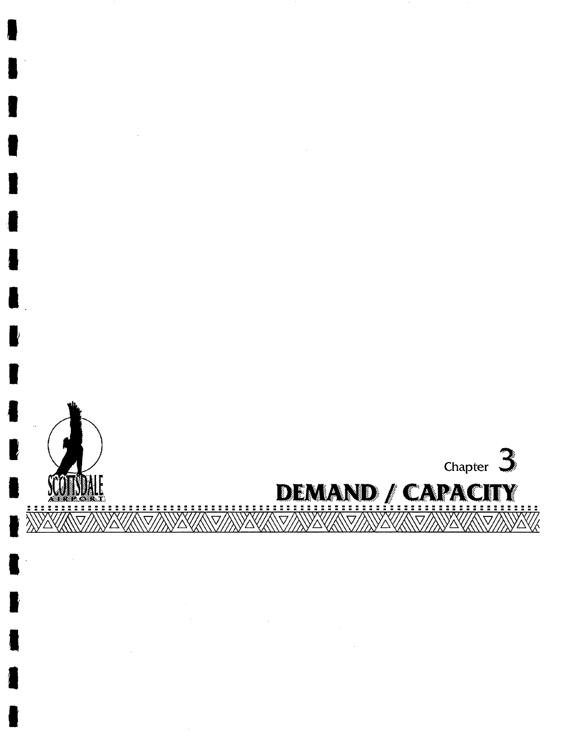Chapter 3

# DEMAND / CAPACITY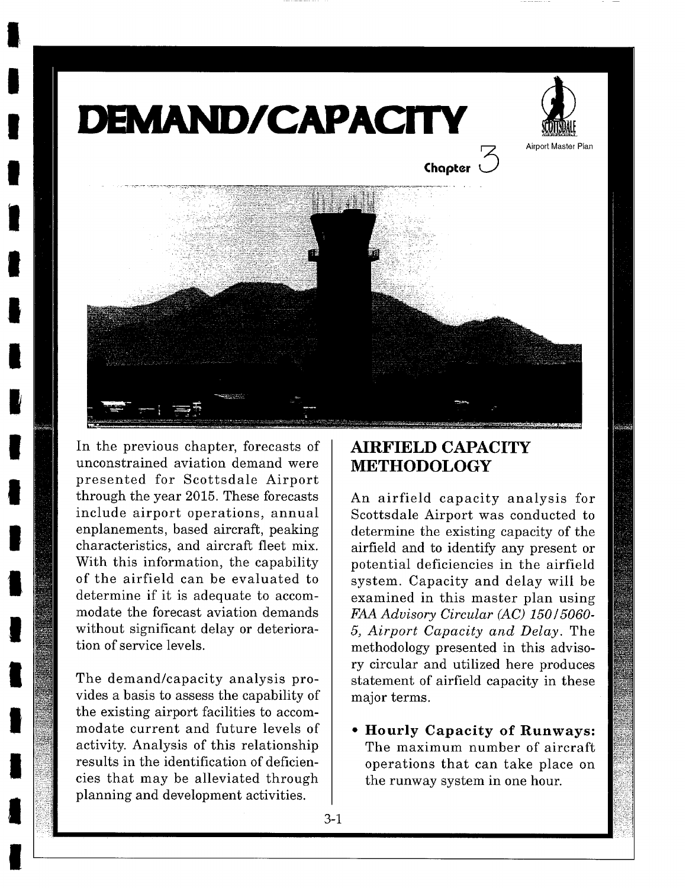# DEMAND/CAPACITY

Chapter 3

In the previous chapter, forecasts of unconstrained aviation demand were presented for Scottsdale Airport through the year 2015. These forecasts include airport operations, annual enplanements, based aircraft, peaking characteristics, and aircraft fleet mix. With this information, the capability of the airfield can be evaluated to determine if it is adequate to accommodate the forecast aviation demands without significant delay or deterioration of service levels.

The demand/capacity analysis provides a basis to assess the capability of the existing airport facilities to accommodate current and future levels of activity. Analysis of this relationship results in the identification of deficiencies that may be alleviated through planning and development activities.

## AIRFIELD CAPACITY METHODOLOGY

An airfield capacity analysis for Scottsdale Airport was conducted to determine the existing capacity of the airfield and to identify any present or potential deficiencies in the airfield system. Capacity and delay will be examined in this master plan using *FAA Advisory Circular (AC) 150/5060-5, Airport Capacity and Delay*. The methodology presented in this advisory circular and utilized here produces statement of airfield capacity in these major terms.

- **Hourly Capacity of Runways:** The maximum number of aircraft operations that can take place on the runway system in one hour.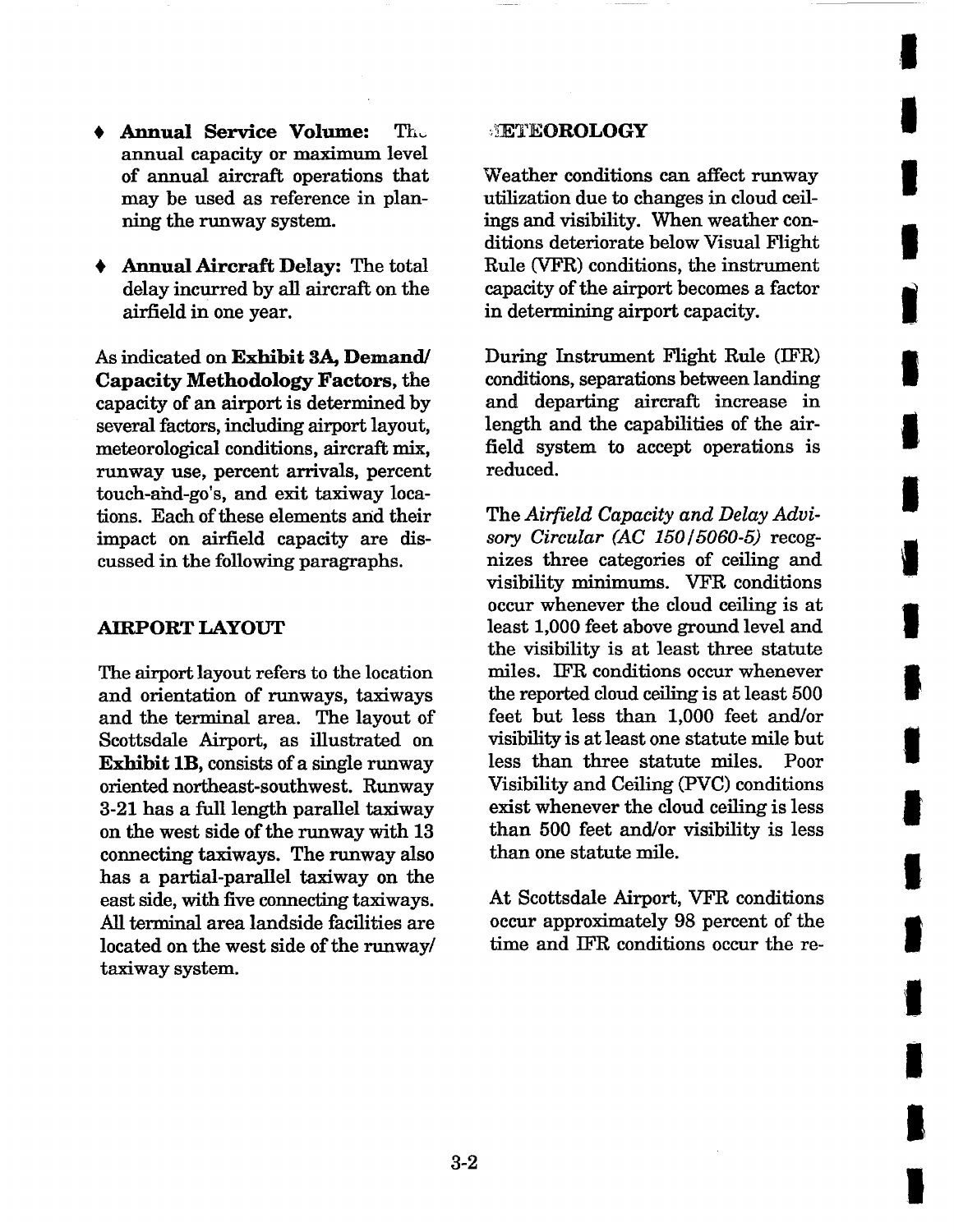- **Annual Service Volume:** The annual capacity or maximum level of annual aircraft operations that may be used as reference in planning the runway system.

- **Annual Aircraft Delay:** The total delay incurred by all aircraft on the airfield in one year.

As indicated on **Exhibit 3A, Demand/ Capacity Methodology Factors,** the capacity of an airport is determined by several factors, including airport layout, meteorological conditions, aircraft mix, runway use, percent arrivals, percent touch-and-go's, and exit taxiway locations. Each of these elements and their impact on airfield capacity are discussed in the following paragraphs.

## AIRPORT LAYOUT

The airport layout refers to the location and orientation of runways, taxiways and the terminal area. The layout of Scottsdale Airport, as illustrated on **Exhibit 1B,** consists of a single runway oriented northeast-southwest. Runway 3-21 has a full length parallel taxiway on the west side of the runway with 13 connecting taxiways. The runway also has a partial-parallel taxiway on the east side, with five connecting taxiways. All terminal area landside facilities are located on the west side of the runway/ taxiway system.

## METEOROLOGY

Weather conditions can affect runway utilization due to changes in cloud ceilings and visibility. When weather conditions deteriorate below Visual Flight Rule (VFR) conditions, the instrument capacity of the airport becomes a factor in determining airport capacity.

During Instrument Flight Rule (IFR) conditions, separations between landing and departing aircraft increase in length and the capabilities of the airfield system to accept operations is reduced.

The *Airfield Capacity and Delay Advisory Circular (AC 150/5060-5)* recognizes three categories of ceiling and visibility minimums. VFR conditions occur whenever the cloud ceiling is at least 1,000 feet above ground level and the visibility is at least three statute miles. IFR conditions occur whenever the reported cloud ceiling is at least 500 feet but less than 1,000 feet and/or visibility is at least one statute mile but less than three statute miles. Poor Visibility and Ceiling (PVC) conditions exist whenever the cloud ceiling is less than 500 feet and/or visibility is less than one statute mile.

At Scottsdale Airport, VFR conditions occur approximately 98 percent of the time and IFR conditions occur the re-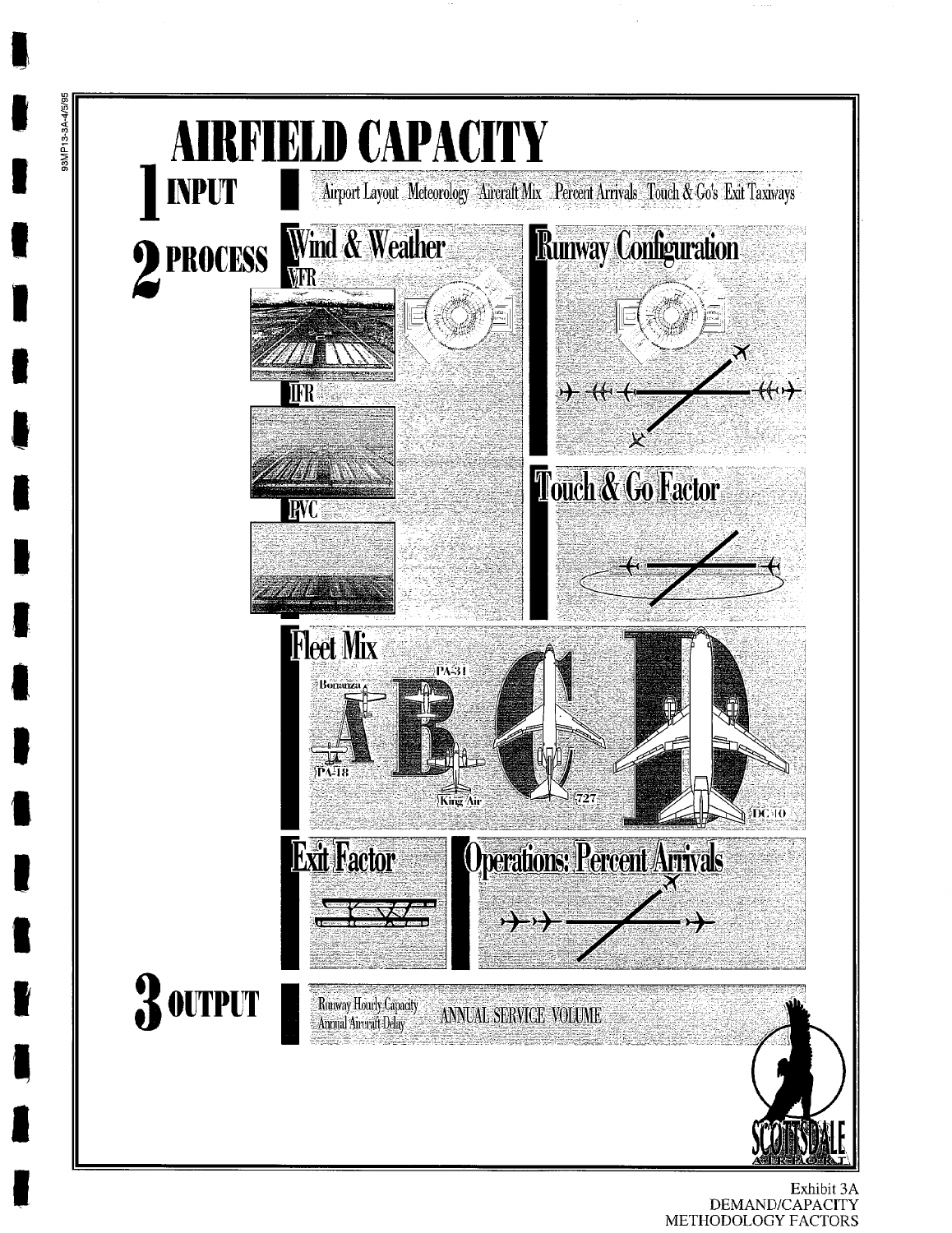# AIRFIELD CAPACITY

## 1 INPUT

Airport Layout Meteorology Aircraft Mix Percent Arrivals Touch & Go's Exit Taxiways

## 2 PROCESS

### Wind & Weather

VFR

IFR

PVC

### Runway Configuration

### Touch & Go Factor

### Fleet Mix

Bonanza PA-31 PA-18 King Air 727 DC-10

A B C D

### Exit Factor

### Operations: Percent Arrivals

## 3 OUTPUT

Runway Hourly Capacity
Annual Aircraft Delay

ANNUAL SERVICE VOLUME

SCOTTSDALE AIRPORT

Exhibit 3A
DEMAND/CAPACITY
METHODOLOGY FACTORS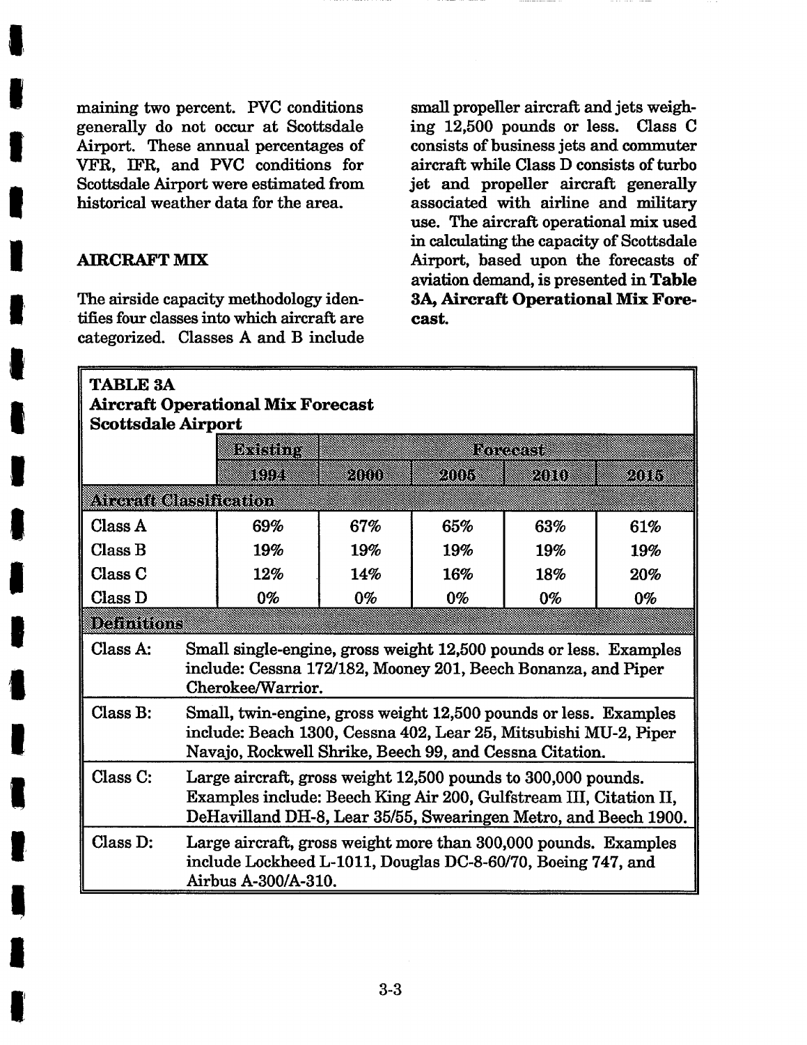maining two percent. PVC conditions generally do not occur at Scottsdale Airport. These annual percentages of VFR, IFR, and PVC conditions for Scottsdale Airport were estimated from historical weather data for the area.

## AIRCRAFT MIX

The airside capacity methodology identifies four classes into which aircraft are categorized. Classes A and B include small propeller aircraft and jets weighing 12,500 pounds or less. Class C consists of business jets and commuter aircraft while Class D consists of turbo jet and propeller aircraft generally associated with airline and military use. The aircraft operational mix used in calculating the capacity of Scottsdale Airport, based upon the forecasts of aviation demand, is presented in **Table 3A, Aircraft Operational Mix Forecast.**

**TABLE 3A**
**Aircraft Operational Mix Forecast**
**Scottsdale Airport**

| | Existing | Forecast | | | |
|---|---|---|---|---|---|
| | 1994 | 2000 | 2005 | 2010 | 2015 |
| **Aircraft Classification** | | | | | |
| Class A | 69% | 67% | 65% | 63% | 61% |
| Class B | 19% | 19% | 19% | 19% | 19% |
| Class C | 12% | 14% | 16% | 18% | 20% |
| Class D | 0% | 0% | 0% | 0% | 0% |

| **Definitions** | |
|---|---|
| Class A: | Small single-engine, gross weight 12,500 pounds or less. Examples include: Cessna 172/182, Mooney 201, Beech Bonanza, and Piper Cherokee/Warrior. |
| Class B: | Small, twin-engine, gross weight 12,500 pounds or less. Examples include: Beach 1300, Cessna 402, Lear 25, Mitsubishi MU-2, Piper Navajo, Rockwell Shrike, Beech 99, and Cessna Citation. |
| Class C: | Large aircraft, gross weight 12,500 pounds to 300,000 pounds. Examples include: Beech King Air 200, Gulfstream III, Citation II, DeHavilland DH-8, Lear 35/55, Swearingen Metro, and Beech 1900. |
| Class D: | Large aircraft, gross weight more than 300,000 pounds. Examples include Lockheed L-1011, Douglas DC-8-60/70, Boeing 747, and Airbus A-300/A-310. |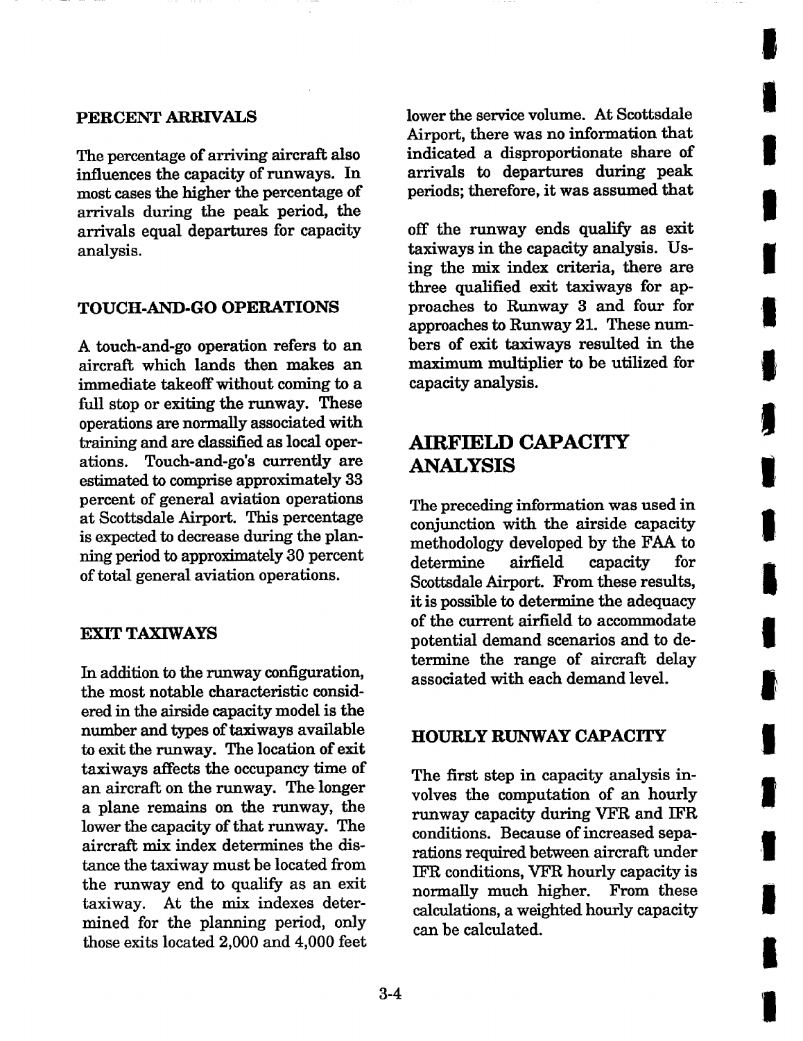### PERCENT ARRIVALS

The percentage of arriving aircraft also influences the capacity of runways. In most cases the higher the percentage of arrivals during the peak period, the lower the service volume. At Scottsdale Airport, there was no information that indicated a disproportionate share of arrivals to departures during peak periods; therefore, it was assumed that arrivals equal departures for capacity analysis.

### TOUCH-AND-GO OPERATIONS

A touch-and-go operation refers to an aircraft which lands then makes an immediate takeoff without coming to a full stop or exiting the runway. These operations are normally associated with training and are classified as local operations. Touch-and-go's currently are estimated to comprise approximately 33 percent of general aviation operations at Scottsdale Airport. This percentage is expected to decrease during the planning period to approximately 30 percent of total general aviation operations.

### EXIT TAXIWAYS

In addition to the runway configuration, the most notable characteristic considered in the airside capacity model is the number and types of taxiways available to exit the runway. The location of exit taxiways affects the occupancy time of an aircraft on the runway. The longer a plane remains on the runway, the lower the capacity of that runway. The aircraft mix index determines the distance the taxiway must be located from the runway end to qualify as an exit taxiway. At the mix indexes determined for the planning period, only those exits located 2,000 and 4,000 feet off the runway ends qualify as exit taxiways in the capacity analysis. Using the mix index criteria, there are three qualified exit taxiways for approaches to Runway 3 and four for approaches to Runway 21. These numbers of exit taxiways resulted in the maximum multiplier to be utilized for capacity analysis.

## AIRFIELD CAPACITY ANALYSIS

The preceding information was used in conjunction with the airside capacity methodology developed by the FAA to determine airfield capacity for Scottsdale Airport. From these results, it is possible to determine the adequacy of the current airfield to accommodate potential demand scenarios and to determine the range of aircraft delay associated with each demand level.

### HOURLY RUNWAY CAPACITY

The first step in capacity analysis involves the computation of an hourly runway capacity during VFR and IFR conditions. Because of increased separations required between aircraft under IFR conditions, VFR hourly capacity is normally much higher. From these calculations, a weighted hourly capacity can be calculated.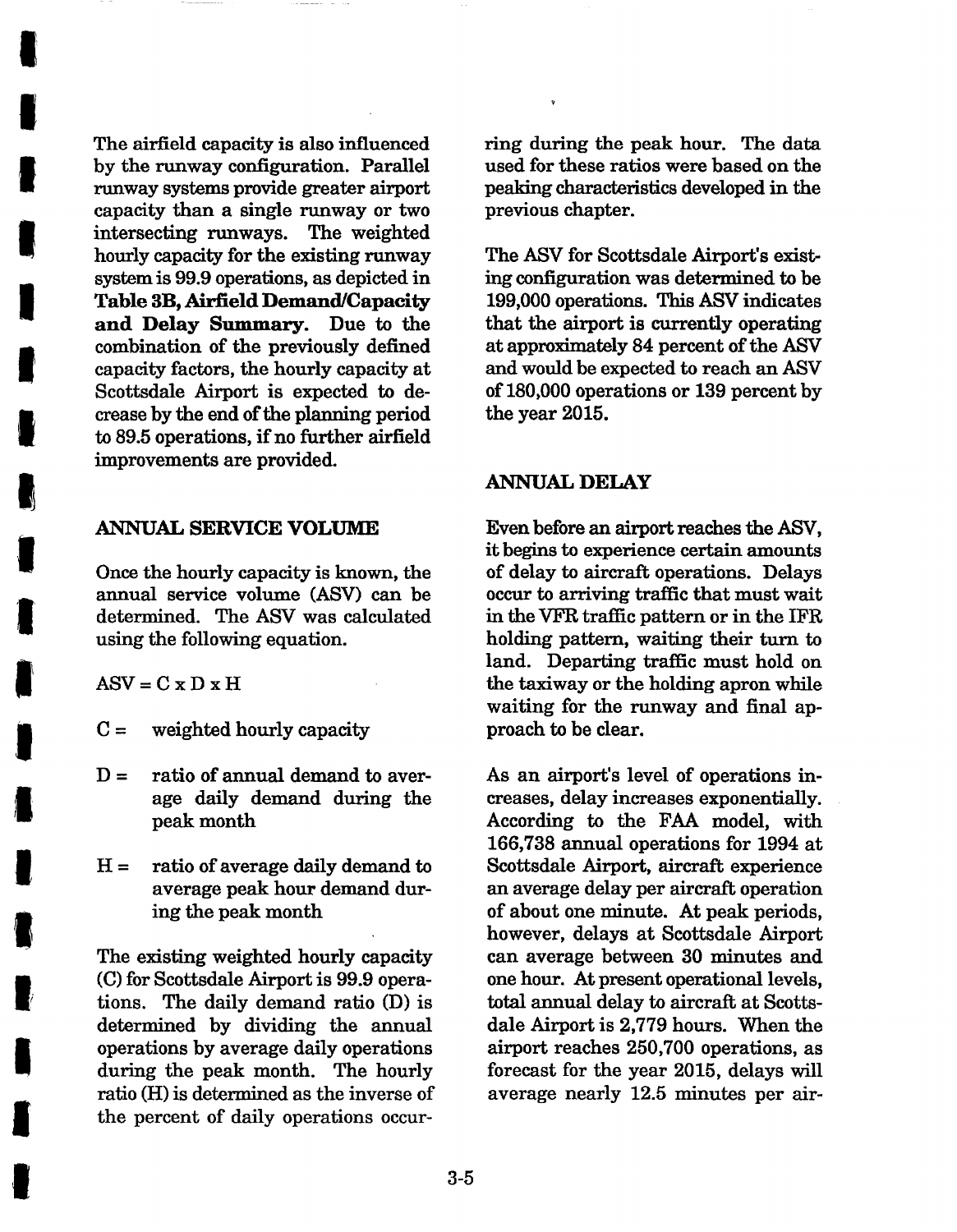The airfield capacity is also influenced by the runway configuration. Parallel runway systems provide greater airport capacity than a single runway or two intersecting runways. The weighted hourly capacity for the existing runway system is 99.9 operations, as depicted in **Table 3B, Airfield Demand/Capacity and Delay Summary.** Due to the combination of the previously defined capacity factors, the hourly capacity at Scottsdale Airport is expected to decrease by the end of the planning period to 89.5 operations, if no further airfield improvements are provided.

## ANNUAL SERVICE VOLUME

Once the hourly capacity is known, the annual service volume (ASV) can be determined. The ASV was calculated using the following equation.

$$ASV = C \times D \times H$$

- C = weighted hourly capacity
- D = ratio of annual demand to average daily demand during the peak month
- H = ratio of average daily demand to average peak hour demand during the peak month

The existing weighted hourly capacity (C) for Scottsdale Airport is 99.9 operations. The daily demand ratio (D) is determined by dividing the annual operations by average daily operations during the peak month. The hourly ratio (H) is determined as the inverse of the percent of daily operations occurring during the peak hour. The data used for these ratios were based on the peaking characteristics developed in the previous chapter.

The ASV for Scottsdale Airport's existing configuration was determined to be 199,000 operations. This ASV indicates that the airport is currently operating at approximately 84 percent of the ASV and would be expected to reach an ASV of 180,000 operations or 139 percent by the year 2015.

## ANNUAL DELAY

Even before an airport reaches the ASV, it begins to experience certain amounts of delay to aircraft operations. Delays occur to arriving traffic that must wait in the VFR traffic pattern or in the IFR holding pattern, waiting their turn to land. Departing traffic must hold on the taxiway or the holding apron while waiting for the runway and final approach to be clear.

As an airport's level of operations increases, delay increases exponentially. According to the FAA model, with 166,738 annual operations for 1994 at Scottsdale Airport, aircraft experience an average delay per aircraft operation of about one minute. At peak periods, however, delays at Scottsdale Airport can average between 30 minutes and one hour. At present operational levels, total annual delay to aircraft at Scottsdale Airport is 2,779 hours. When the airport reaches 250,700 operations, as forecast for the year 2015, delays will average nearly 12.5 minutes per air-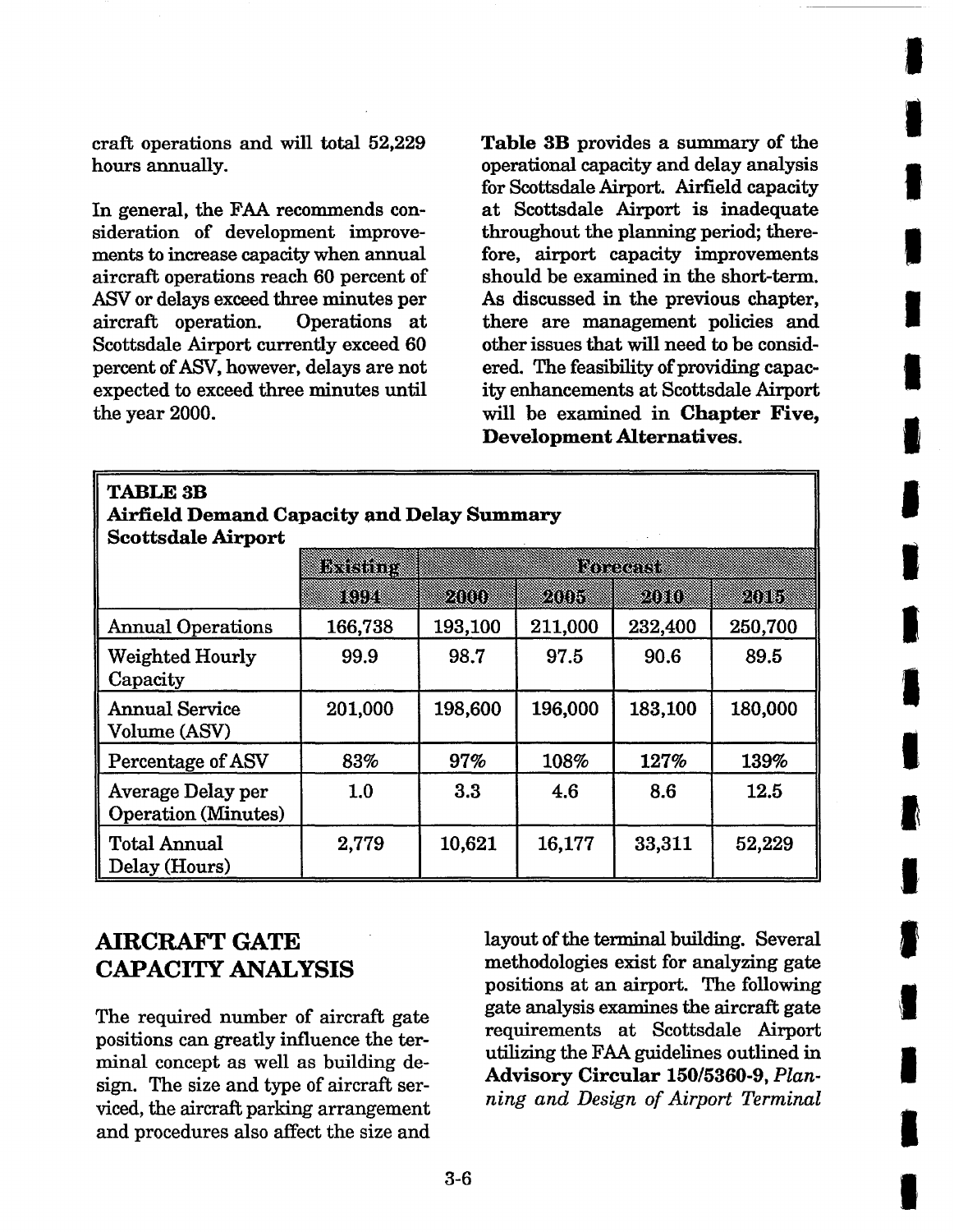craft operations and will total 52,229 hours annually.

In general, the FAA recommends consideration of development improvements to increase capacity when annual aircraft operations reach 60 percent of ASV or delays exceed three minutes per aircraft operation. Operations at Scottsdale Airport currently exceed 60 percent of ASV, however, delays are not expected to exceed three minutes until the year 2000.

**Table 3B** provides a summary of the operational capacity and delay analysis for Scottsdale Airport. Airfield capacity at Scottsdale Airport is inadequate throughout the planning period; therefore, airport capacity improvements should be examined in the short-term. As discussed in the previous chapter, there are management policies and other issues that will need to be considered. The feasibility of providing capacity enhancements at Scottsdale Airport will be examined in **Chapter Five, Development Alternatives.**

**TABLE 3B**
**Airfield Demand Capacity and Delay Summary**
**Scottsdale Airport**

| | Existing | Forecast | | | |
|---|---|---|---|---|---|
| | 1994 | 2000 | 2005 | 2010 | 2015 |
| Annual Operations | 166,738 | 193,100 | 211,000 | 232,400 | 250,700 |
| Weighted Hourly Capacity | 99.9 | 98.7 | 97.5 | 90.6 | 89.5 |
| Annual Service Volume (ASV) | 201,000 | 198,600 | 196,000 | 183,100 | 180,000 |
| Percentage of ASV | 83% | 97% | 108% | 127% | 139% |
| Average Delay per Operation (Minutes) | 1.0 | 3.3 | 4.6 | 8.6 | 12.5 |
| Total Annual Delay (Hours) | 2,779 | 10,621 | 16,177 | 33,311 | 52,229 |

## AIRCRAFT GATE CAPACITY ANALYSIS

The required number of aircraft gate positions can greatly influence the terminal concept as well as building design. The size and type of aircraft serviced, the aircraft parking arrangement and procedures also affect the size and layout of the terminal building. Several methodologies exist for analyzing gate positions at an airport. The following gate analysis examines the aircraft gate requirements at Scottsdale Airport utilizing the FAA guidelines outlined in **Advisory Circular 150/5360-9,** *Planning and Design of Airport Terminal*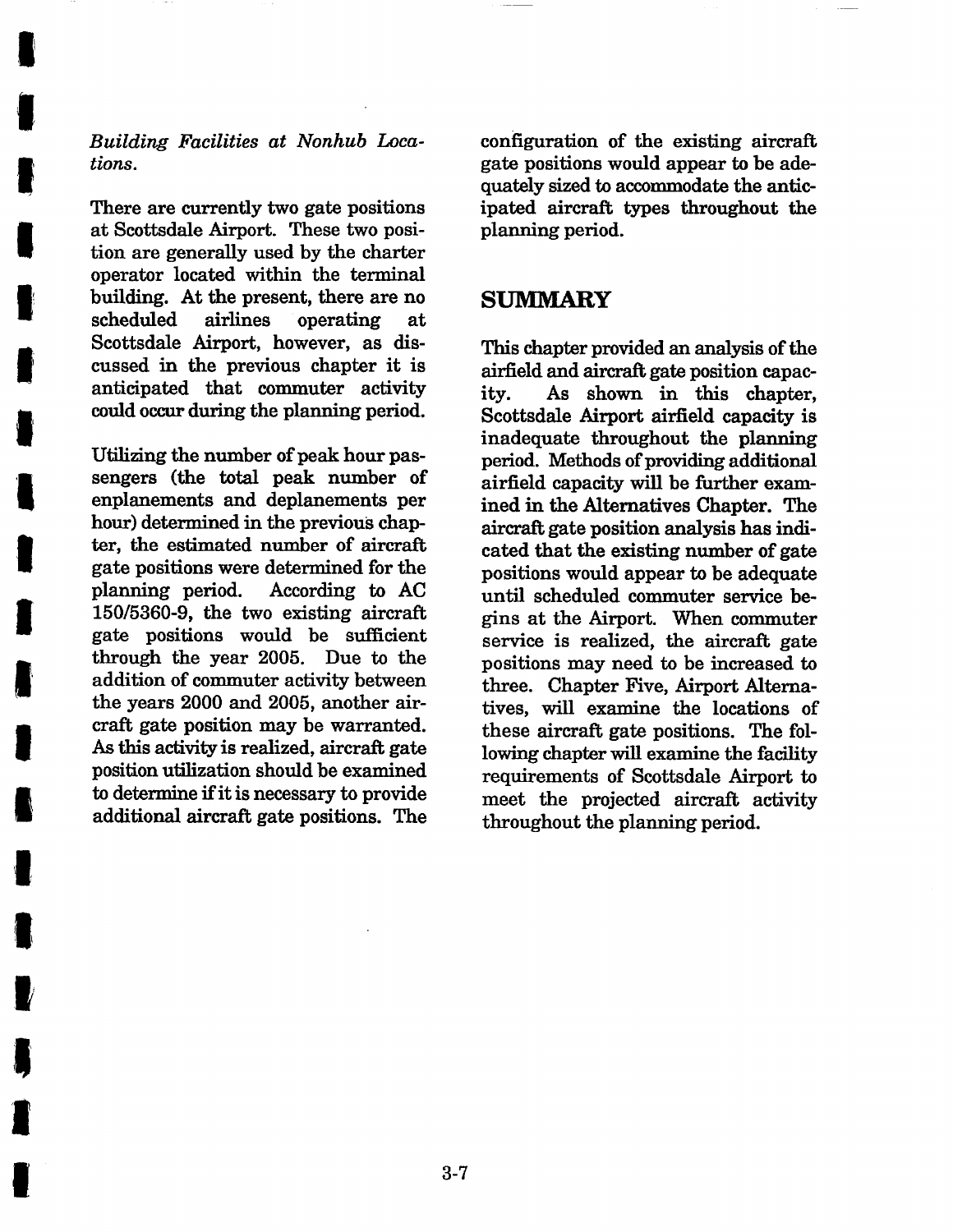*Building Facilities at Nonhub Locations.*

There are currently two gate positions at Scottsdale Airport. These two position are generally used by the charter operator located within the terminal building. At the present, there are no scheduled airlines operating at Scottsdale Airport, however, as discussed in the previous chapter it is anticipated that commuter activity could occur during the planning period.

Utilizing the number of peak hour passengers (the total peak number of enplanements and deplanements per hour) determined in the previous chapter, the estimated number of aircraft gate positions were determined for the planning period. According to AC 150/5360-9, the two existing aircraft gate positions would be sufficient through the year 2005. Due to the addition of commuter activity between the years 2000 and 2005, another aircraft gate position may be warranted. As this activity is realized, aircraft gate position utilization should be examined to determine if it is necessary to provide additional aircraft gate positions. The configuration of the existing aircraft gate positions would appear to be adequately sized to accommodate the anticipated aircraft types throughout the planning period.

## SUMMARY

This chapter provided an analysis of the airfield and aircraft gate position capacity. As shown in this chapter, Scottsdale Airport airfield capacity is inadequate throughout the planning period. Methods of providing additional airfield capacity will be further examined in the Alternatives Chapter. The aircraft gate position analysis has indicated that the existing number of gate positions would appear to be adequate until scheduled commuter service begins at the Airport. When commuter service is realized, the aircraft gate positions may need to be increased to three. Chapter Five, Airport Alternatives, will examine the locations of these aircraft gate positions. The following chapter will examine the facility requirements of Scottsdale Airport to meet the projected aircraft activity throughout the planning period.